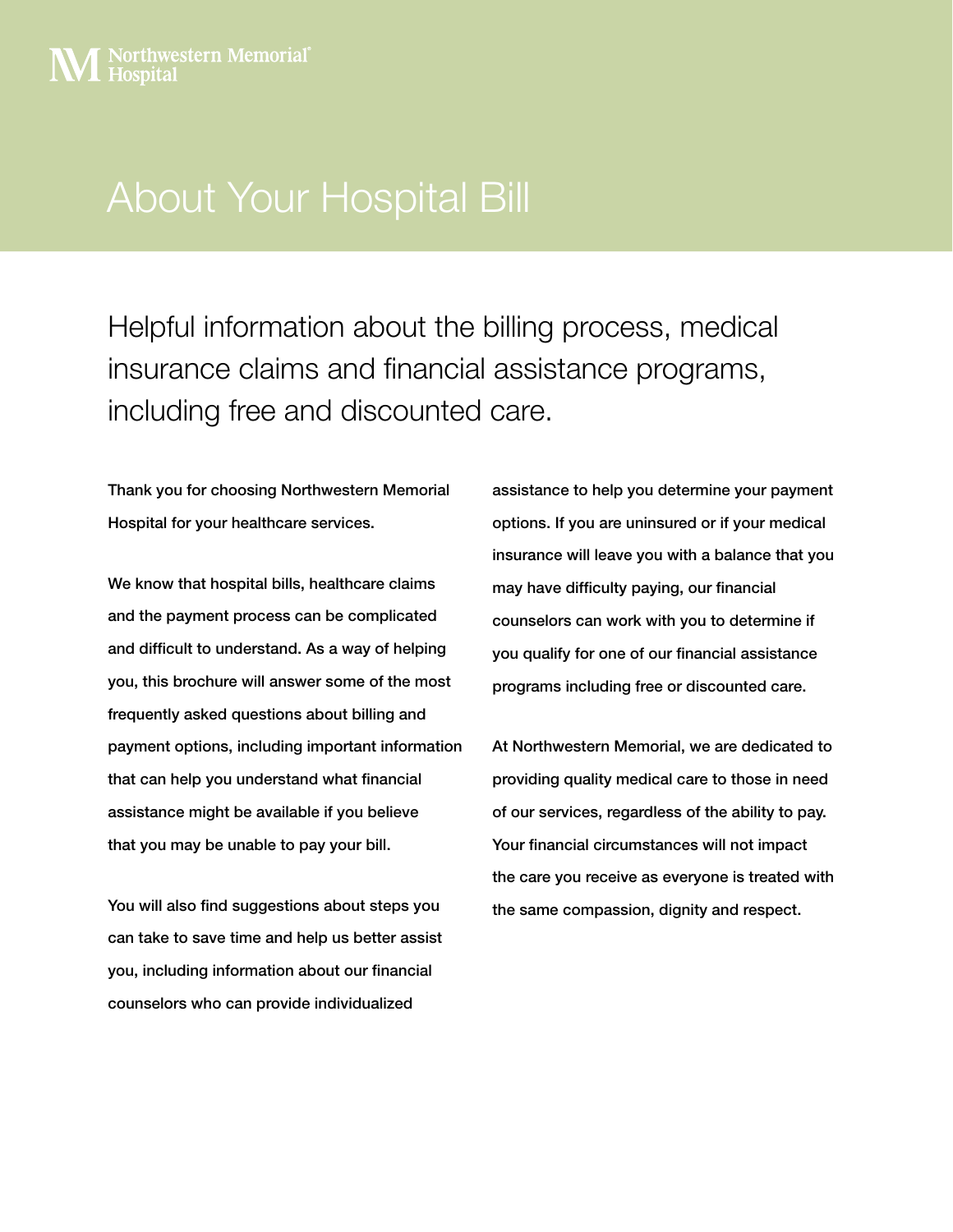Northwestern Memorial® Hospital

# About Your Hospital Bill

## Helpful information about the billing process, medical insurance claims and financial assistance programs, including free and discounted care.

Thank you for choosing Northwestern Memorial Hospital for your healthcare services.

We know that hospital bills, healthcare claims and the payment process can be complicated and difficult to understand. As a way of helping you, this brochure will answer some of the most frequently asked questions about billing and payment options, including important information that can help you understand what financial assistance might be available if you believe that you may be unable to pay your bill.

You will also find suggestions about steps you can take to save time and help us better assist you, including information about our financial counselors who can provide individualized assistance to help you determine your payment options. If you are uninsured or if your medical insurance will leave you with a balance that you may have difficulty paying, our financial counselors can work with you to determine if you qualify for one of our financial assistance programs including free or discounted care.

At Northwestern Memorial, we are dedicated to providing quality medical care to those in need of our services, regardless of the ability to pay. Your financial circumstances will not impact the care you receive as everyone is treated with the same compassion, dignity and respect.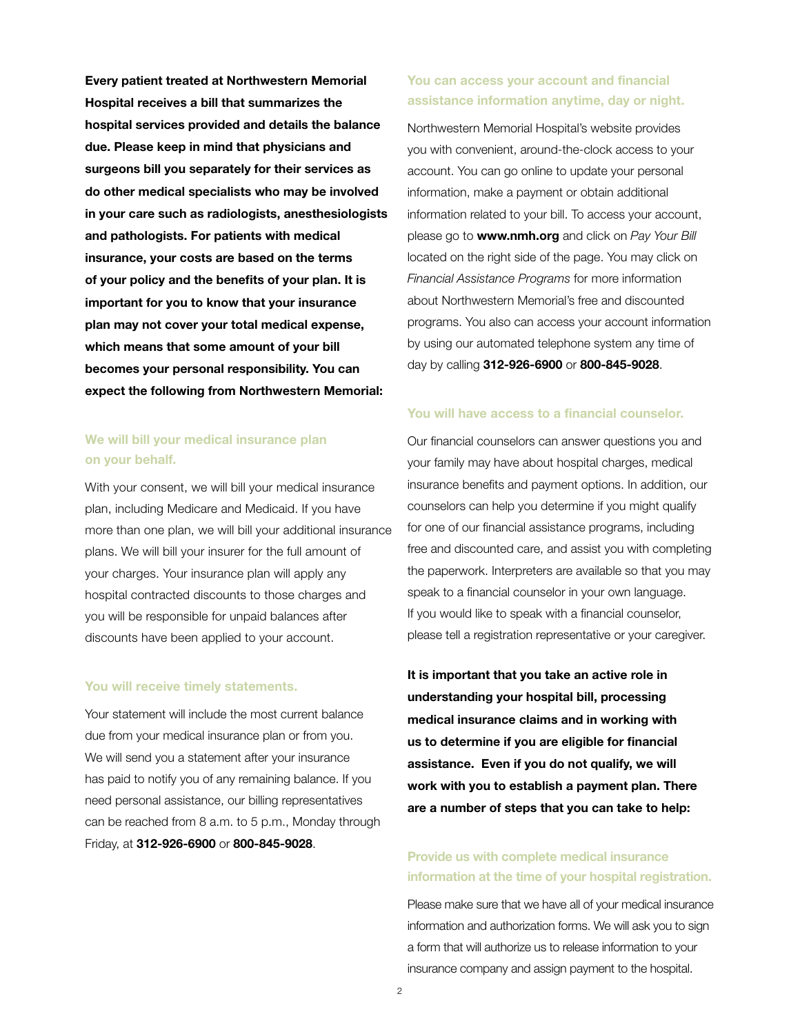**Every patient treated at Northwestern Memorial Hospital receives a bill that summarizes the hospital services provided and details the balance due. Please keep in mind that physicians and surgeons bill you separately for their services as do other medical specialists who may be involved in your care such as radiologists, anesthesiologists and pathologists. For patients with medical insurance, your costs are based on the terms of your policy and the benefits of your plan. It is important for you to know that your insurance plan may not cover your total medical expense, which means that some amount of your bill becomes your personal responsibility. You can expect the following from Northwestern Memorial:**

## We will bill your medical insurance plan on your behalf.

With your consent, we will bill your medical insurance plan, including Medicare and Medicaid. If you have more than one plan, we will bill your additional insurance plans. We will bill your insurer for the full amount of your charges. Your insurance plan will apply any hospital contracted discounts to those charges and you will be responsible for unpaid balances after discounts have been applied to your account.

## You will receive timely statements.

Your statement will include the most current balance due from your medical insurance plan or from you. We will send you a statement after your insurance has paid to notify you of any remaining balance. If you need personal assistance, our billing representatives can be reached from 8 a.m. to 5 p.m., Monday through Friday, at **312-926-6900** or **800-845-9028**.

## You can access your account and financial assistance information anytime, day or night.

Northwestern Memorial Hospital's website provides you with convenient, around-the-clock access to your account. You can go online to update your personal information, make a payment or obtain additional information related to your bill. To access your account, please go to **www.nmh.org** and click on *Pay Your Bill* located on the right side of the page. You may click on *Financial Assistance Programs* for more information about Northwestern Memorial's free and discounted programs. You also can access your account information by using our automated telephone system any time of day by calling **312-926-6900** or **800-845-9028**.

## You will have access to a financial counselor.

Our financial counselors can answer questions you and your family may have about hospital charges, medical insurance benefits and payment options. In addition, our counselors can help you determine if you might qualify for one of our financial assistance programs, including free and discounted care, and assist you with completing the paperwork. Interpreters are available so that you may speak to a financial counselor in your own language. If you would like to speak with a financial counselor, please tell a registration representative or your caregiver.

**It is important that you take an active role in understanding your hospital bill, processing medical insurance claims and in working with us to determine if you are eligible for financial assistance. Even if you do not qualify, we will work with you to establish a payment plan. There are a number of steps that you can take to help:**

## Provide us with complete medical insurance information at the time of your hospital registration.

Please make sure that we have all of your medical insurance information and authorization forms. We will ask you to sign a form that will authorize us to release information to your insurance company and assign payment to the hospital.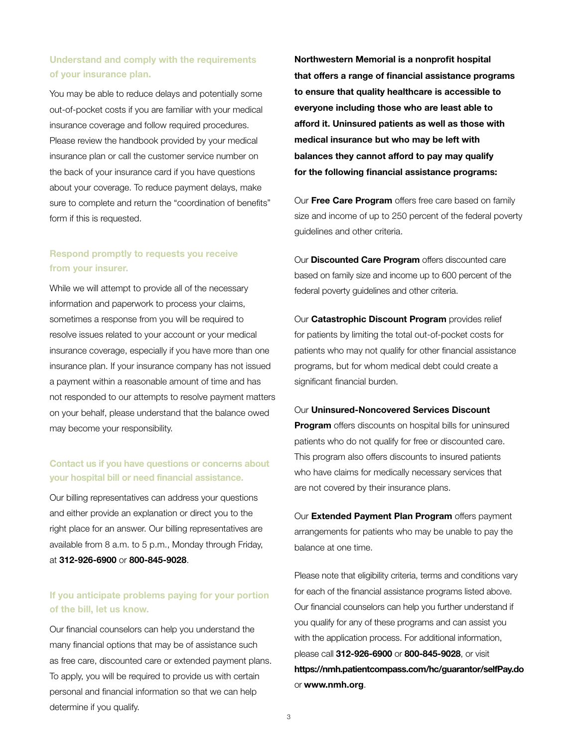### Understand and comply with the requirements of your insurance plan.

You may be able to reduce delays and potentially some out-of-pocket costs if you are familiar with your medical insurance coverage and follow required procedures. Please review the handbook provided by your medical insurance plan or call the customer service number on the back of your insurance card if you have questions about your coverage. To reduce payment delays, make sure to complete and return the "coordination of benefits" form if this is requested.

### Respond promptly to requests you receive from your insurer.

While we will attempt to provide all of the necessary information and paperwork to process your claims, sometimes a response from you will be required to resolve issues related to your account or your medical insurance coverage, especially if you have more than one insurance plan. If your insurance company has not issued a payment within a reasonable amount of time and has not responded to our attempts to resolve payment matters on your behalf, please understand that the balance owed may become your responsibility.

### Contact us if you have questions or concerns about your hospital bill or need financial assistance.

Our billing representatives can address your questions and either provide an explanation or direct you to the right place for an answer. Our billing representatives are available from 8 a.m. to 5 p.m., Monday through Friday, at **312-926-6900** or **800-845-9028**.

### If you anticipate problems paying for your portion of the bill, let us know.

Our financial counselors can help you understand the many financial options that may be of assistance such as free care, discounted care or extended payment plans. To apply, you will be required to provide us with certain personal and financial information so that we can help determine if you qualify.

**Northwestern Memorial is a nonprofit hospital that offers a range of financial assistance programs to ensure that quality healthcare is accessible to everyone including those who are least able to afford it. Uninsured patients as well as those with medical insurance but who may be left with balances they cannot afford to pay may qualify for the following financial assistance programs:**

Our **Free Care Program** offers free care based on family size and income of up to 250 percent of the federal poverty guidelines and other criteria.

Our **Discounted Care Program** offers discounted care based on family size and income up to 600 percent of the federal poverty guidelines and other criteria.

Our **Catastrophic Discount Program** provides relief for patients by limiting the total out-of-pocket costs for patients who may not qualify for other financial assistance programs, but for whom medical debt could create a significant financial burden.

Our **Uninsured-Noncovered Services Discount Program** offers discounts on hospital bills for uninsured patients who do not qualify for free or discounted care. This program also offers discounts to insured patients who have claims for medically necessary services that are not covered by their insurance plans.

Our **Extended Payment Plan Program** offers payment arrangements for patients who may be unable to pay the balance at one time.

Please note that eligibility criteria, terms and conditions vary for each of the financial assistance programs listed above. Our financial counselors can help you further understand if you qualify for any of these programs and can assist you with the application process. For additional information, please call **312-926-6900** or **800-845-9028**, or visit **https://nmh.patientcompass.com/hc/guarantor/selfPay.do** or **www.nmh.org**.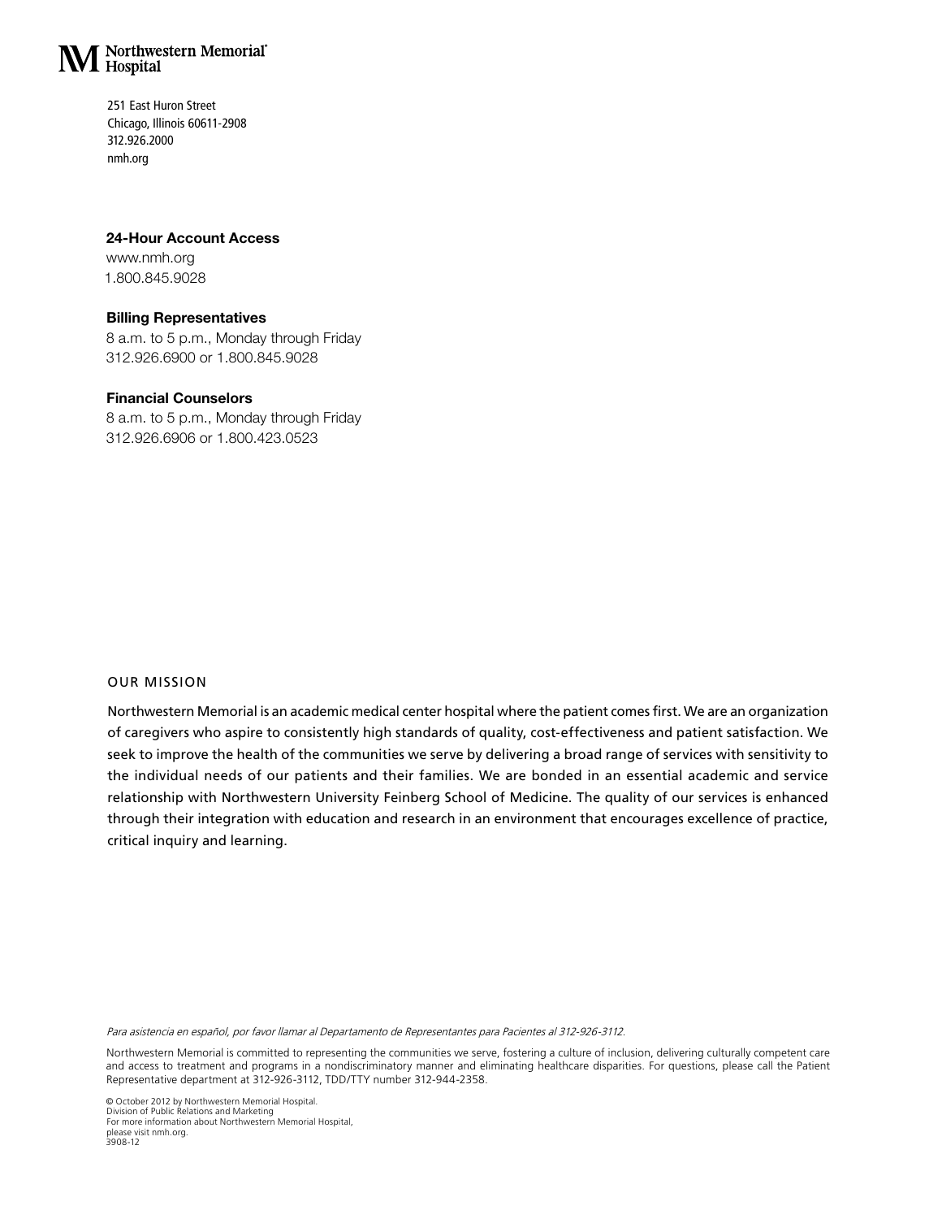**Northwestern Memorial® Hospital**

251 East Huron Street
Chicago, Illinois 60611-2908
312.926.2000
nmh.org

**24-Hour Account Access**
www.nmh.org
1.800.845.9028

**Billing Representatives**
8 a.m. to 5 p.m., Monday through Friday
312.926.6900 or 1.800.845.9028

**Financial Counselors**
8 a.m. to 5 p.m., Monday through Friday
312.926.6906 or 1.800.423.0523

## OUR MISSION

Northwestern Memorial is an academic medical center hospital where the patient comes first. We are an organization of caregivers who aspire to consistently high standards of quality, cost-effectiveness and patient satisfaction. We seek to improve the health of the communities we serve by delivering a broad range of services with sensitivity to the individual needs of our patients and their families. We are bonded in an essential academic and service relationship with Northwestern University Feinberg School of Medicine. The quality of our services is enhanced through their integration with education and research in an environment that encourages excellence of practice, critical inquiry and learning.

*Para asistencia en español, por favor llamar al Departamento de Representantes para Pacientes al 312-926-3112.*

Northwestern Memorial is committed to representing the communities we serve, fostering a culture of inclusion, delivering culturally competent care and access to treatment and programs in a nondiscriminatory manner and eliminating healthcare disparities. For questions, please call the Patient Representative department at 312-926-3112, TDD/TTY number 312-944-2358.

© October 2012 by Northwestern Memorial Hospital.
Division of Public Relations and Marketing
For more information about Northwestern Memorial Hospital,
please visit nmh.org.
3908-12